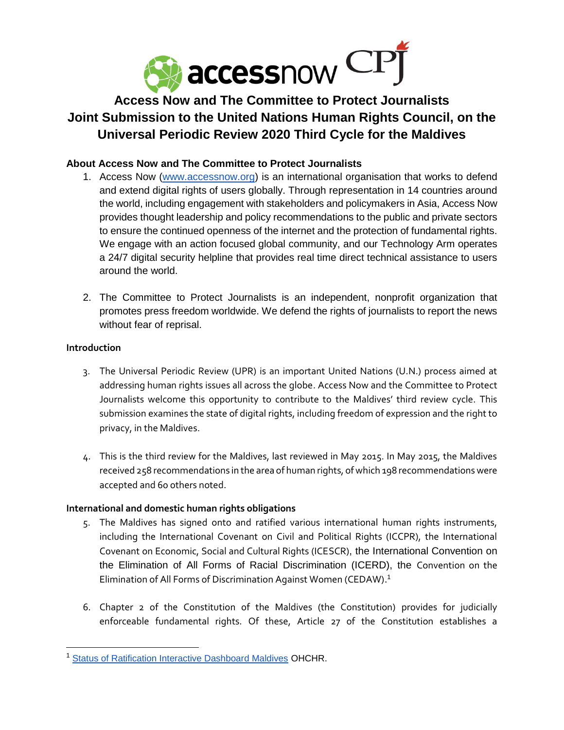# Access Now and The Committee to Protect Journalists Joint Submission to the United Nations Human Rights Council, on the Universal Periodic Review 2020 Third Cycle for the Maldives

### About Access Now and The Committee to Protect Journalists

1. Access Now (www.accessnow.org) is an international organisation that works to defend and extend digital rights of users globally. Through representation in 14 countries around the world, including engagement with stakeholders and policymakers in Asia, Access Now provides thought leadership and policy recommendations to the public and private sectors to ensure the continued openness of the internet and the protection of fundamental rights. We engage with an action focused global community, and our Technology Arm operates a 24/7 digital security helpline that provides real time direct technical assistance to users around the world.

2. The Committee to Protect Journalists is an independent, nonprofit organization that promotes press freedom worldwide. We defend the rights of journalists to report the news without fear of reprisal.

### Introduction

3. The Universal Periodic Review (UPR) is an important United Nations (U.N.) process aimed at addressing human rights issues all across the globe. Access Now and the Committee to Protect Journalists welcome this opportunity to contribute to the Maldives' third review cycle. This submission examines the state of digital rights, including freedom of expression and the right to privacy, in the Maldives.

4. This is the third review for the Maldives, last reviewed in May 2015. In May 2015, the Maldives received 258 recommendations in the area of human rights, of which 198 recommendations were accepted and 60 others noted.

### International and domestic human rights obligations

5. The Maldives has signed onto and ratified various international human rights instruments, including the International Covenant on Civil and Political Rights (ICCPR), the International Covenant on Economic, Social and Cultural Rights (ICESCR), the International Convention on the Elimination of All Forms of Racial Discrimination (ICERD), the Convention on the Elimination of All Forms of Discrimination Against Women (CEDAW).[1]

6. Chapter 2 of the Constitution of the Maldives (the Constitution) provides for judicially enforceable fundamental rights. Of these, Article 27 of the Constitution establishes a

---

[1] Status of Ratification Interactive Dashboard Maldives OHCHR.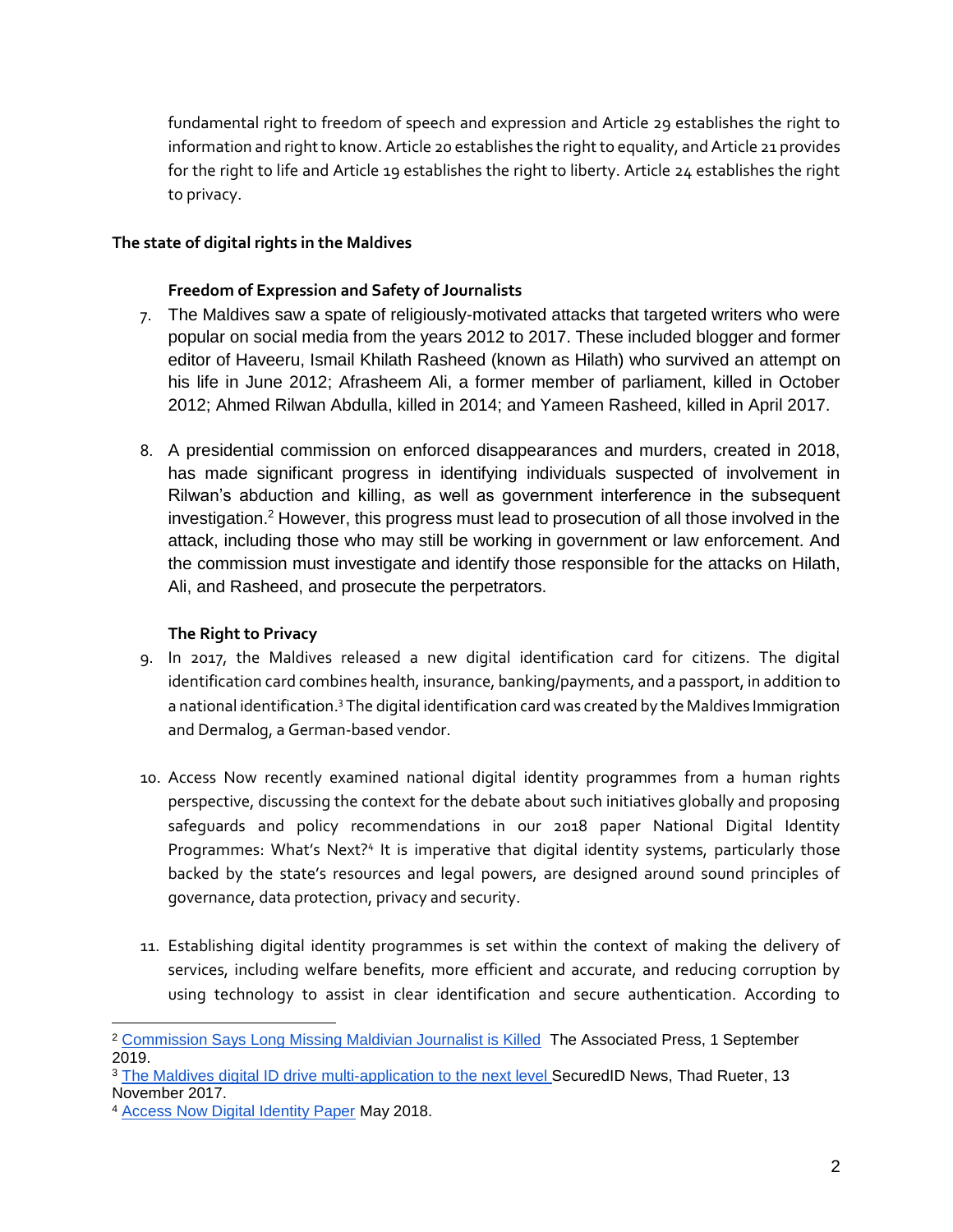fundamental right to freedom of speech and expression and Article 29 establishes the right to information and right to know. Article 20 establishes the right to equality, and Article 21 provides for the right to life and Article 19 establishes the right to liberty. Article 24 establishes the right to privacy.

**The state of digital rights in the Maldives**

**Freedom of Expression and Safety of Journalists**

7. The Maldives saw a spate of religiously-motivated attacks that targeted writers who were popular on social media from the years 2012 to 2017. These included blogger and former editor of Haveeru, Ismail Khilath Rasheed (known as Hilath) who survived an attempt on his life in June 2012; Afrasheem Ali, a former member of parliament, killed in October 2012; Ahmed Rilwan Abdulla, killed in 2014; and Yameen Rasheed, killed in April 2017.

8. A presidential commission on enforced disappearances and murders, created in 2018, has made significant progress in identifying individuals suspected of involvement in Rilwan's abduction and killing, as well as government interference in the subsequent investigation.[2] However, this progress must lead to prosecution of all those involved in the attack, including those who may still be working in government or law enforcement. And the commission must investigate and identify those responsible for the attacks on Hilath, Ali, and Rasheed, and prosecute the perpetrators.

**The Right to Privacy**

9. In 2017, the Maldives released a new digital identification card for citizens. The digital identification card combines health, insurance, banking/payments, and a passport, in addition to a national identification.[3] The digital identification card was created by the Maldives Immigration and Dermalog, a German-based vendor.

10. Access Now recently examined national digital identity programmes from a human rights perspective, discussing the context for the debate about such initiatives globally and proposing safeguards and policy recommendations in our 2018 paper National Digital Identity Programmes: What's Next?[4] It is imperative that digital identity systems, particularly those backed by the state's resources and legal powers, are designed around sound principles of governance, data protection, privacy and security.

11. Establishing digital identity programmes is set within the context of making the delivery of services, including welfare benefits, more efficient and accurate, and reducing corruption by using technology to assist in clear identification and secure authentication. According to

---

[2] Commission Says Long Missing Maldivian Journalist is Killed The Associated Press, 1 September 2019.

[3] The Maldives digital ID drive multi-application to the next level SecuredID News, Thad Rueter, 13 November 2017.

[4] Access Now Digital Identity Paper May 2018.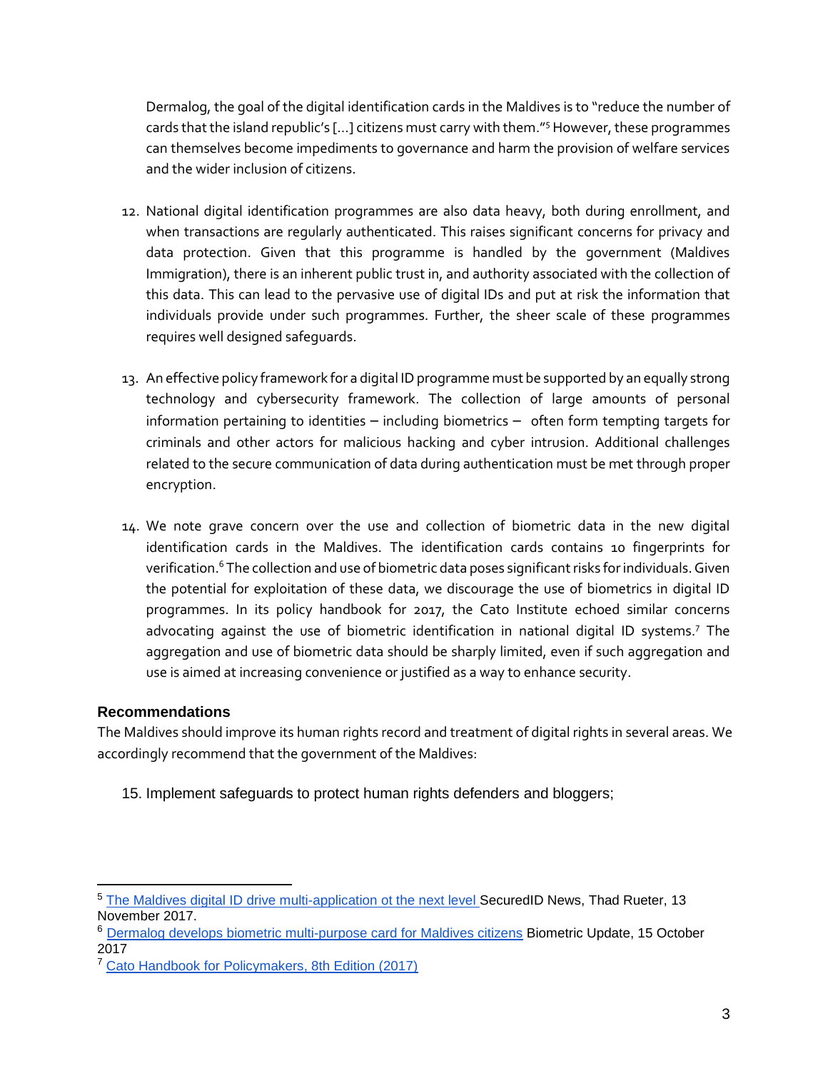Dermalog, the goal of the digital identification cards in the Maldives is to "reduce the number of cards that the island republic's [...] citizens must carry with them."[5] However, these programmes can themselves become impediments to governance and harm the provision of welfare services and the wider inclusion of citizens.

12. National digital identification programmes are also data heavy, both during enrollment, and when transactions are regularly authenticated. This raises significant concerns for privacy and data protection. Given that this programme is handled by the government (Maldives Immigration), there is an inherent public trust in, and authority associated with the collection of this data. This can lead to the pervasive use of digital IDs and put at risk the information that individuals provide under such programmes. Further, the sheer scale of these programmes requires well designed safeguards.

13. An effective policy framework for a digital ID programme must be supported by an equally strong technology and cybersecurity framework. The collection of large amounts of personal information pertaining to identities – including biometrics – often form tempting targets for criminals and other actors for malicious hacking and cyber intrusion. Additional challenges related to the secure communication of data during authentication must be met through proper encryption.

14. We note grave concern over the use and collection of biometric data in the new digital identification cards in the Maldives. The identification cards contains 10 fingerprints for verification.[6] The collection and use of biometric data poses significant risks for individuals. Given the potential for exploitation of these data, we discourage the use of biometrics in digital ID programmes. In its policy handbook for 2017, the Cato Institute echoed similar concerns advocating against the use of biometric identification in national digital ID systems.[7] The aggregation and use of biometric data should be sharply limited, even if such aggregation and use is aimed at increasing convenience or justified as a way to enhance security.

## Recommendations

The Maldives should improve its human rights record and treatment of digital rights in several areas. We accordingly recommend that the government of the Maldives:

15. Implement safeguards to protect human rights defenders and bloggers;

---

[5] The Maldives digital ID drive multi-application ot the next level SecuredID News, Thad Rueter, 13 November 2017.

[6] Dermalog develops biometric multi-purpose card for Maldives citizens Biometric Update, 15 October 2017

[7] Cato Handbook for Policymakers, 8th Edition (2017)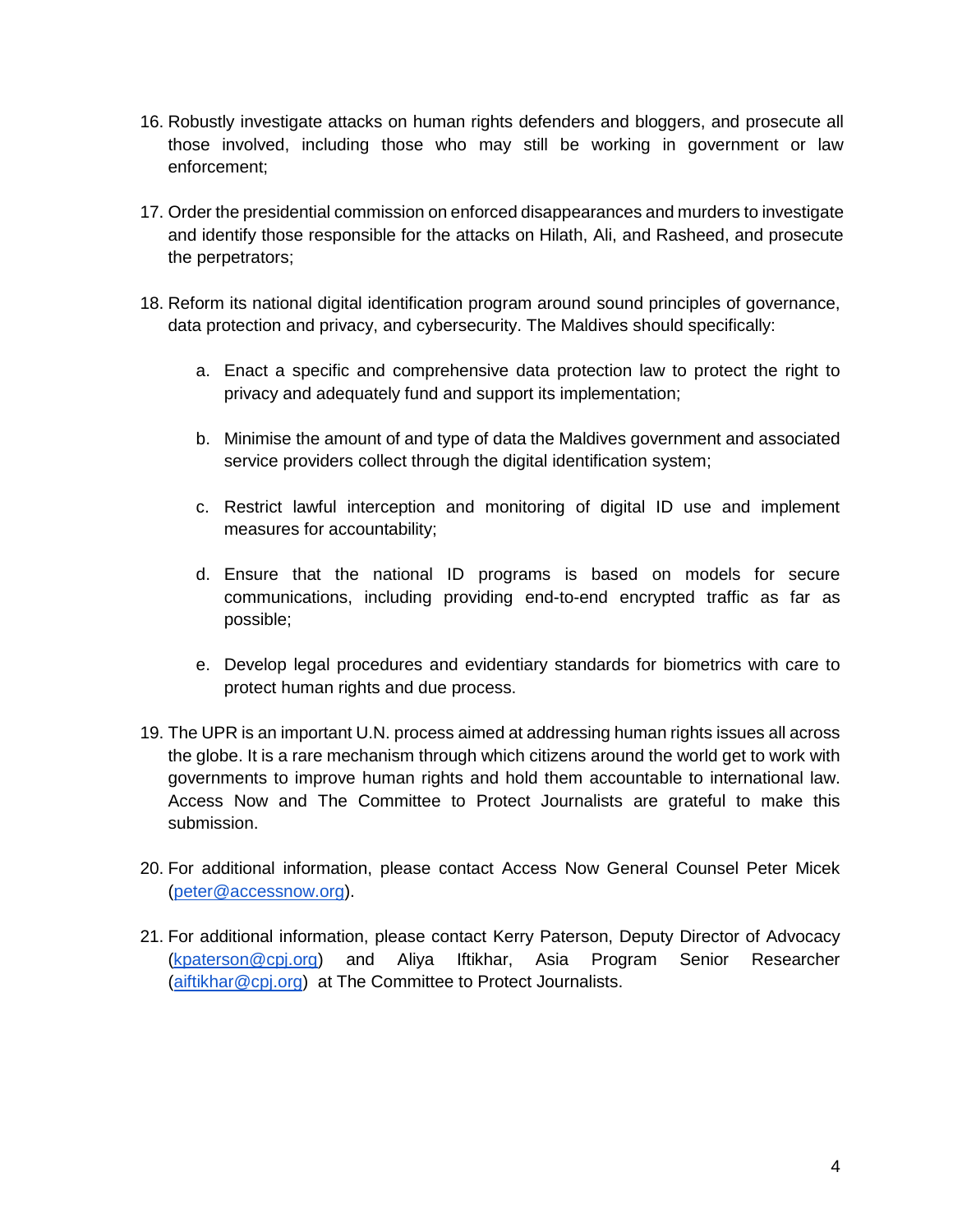16. Robustly investigate attacks on human rights defenders and bloggers, and prosecute all those involved, including those who may still be working in government or law enforcement;

17. Order the presidential commission on enforced disappearances and murders to investigate and identify those responsible for the attacks on Hilath, Ali, and Rasheed, and prosecute the perpetrators;

18. Reform its national digital identification program around sound principles of governance, data protection and privacy, and cybersecurity. The Maldives should specifically:

    a. Enact a specific and comprehensive data protection law to protect the right to privacy and adequately fund and support its implementation;

    b. Minimise the amount of and type of data the Maldives government and associated service providers collect through the digital identification system;

    c. Restrict lawful interception and monitoring of digital ID use and implement measures for accountability;

    d. Ensure that the national ID programs is based on models for secure communications, including providing end-to-end encrypted traffic as far as possible;

    e. Develop legal procedures and evidentiary standards for biometrics with care to protect human rights and due process.

19. The UPR is an important U.N. process aimed at addressing human rights issues all across the globe. It is a rare mechanism through which citizens around the world get to work with governments to improve human rights and hold them accountable to international law. Access Now and The Committee to Protect Journalists are grateful to make this submission.

20. For additional information, please contact Access Now General Counsel Peter Micek (peter@accessnow.org).

21. For additional information, please contact Kerry Paterson, Deputy Director of Advocacy (kpaterson@cpj.org) and Aliya Iftikhar, Asia Program Senior Researcher (aiftikhar@cpj.org) at The Committee to Protect Journalists.